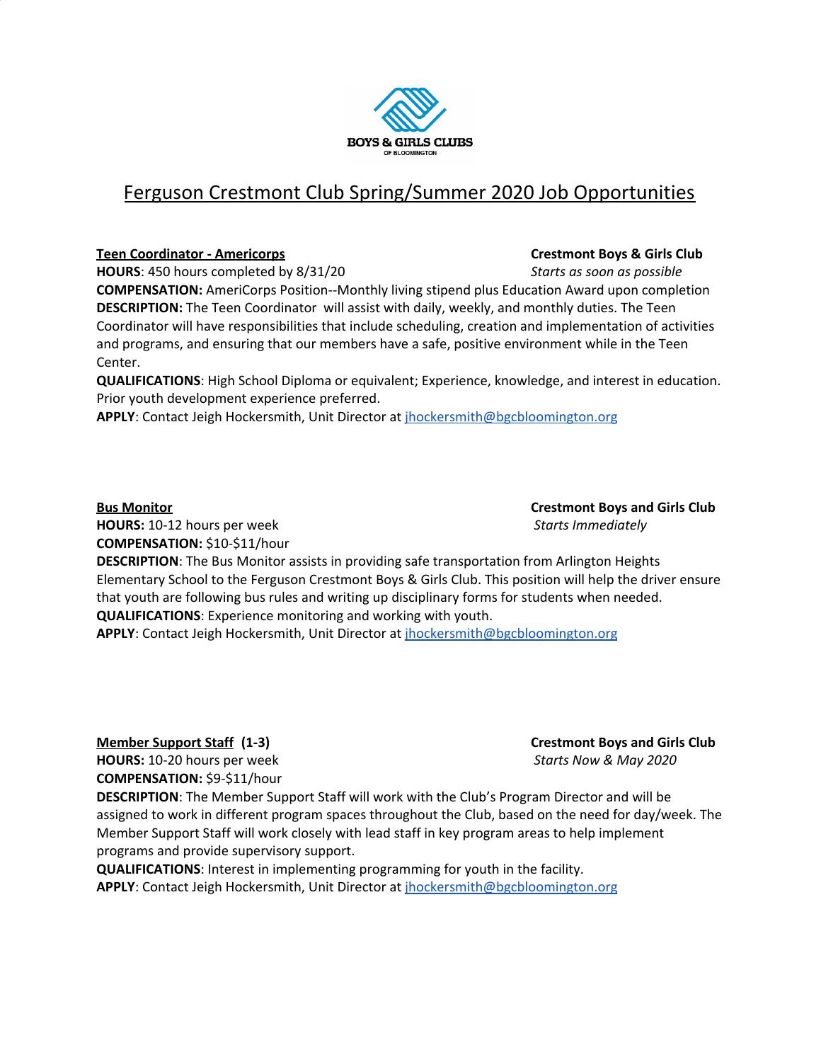BOYS & GIRLS CLUBS
OF BLOOMINGTON

# Ferguson Crestmont Club Spring/Summer 2020 Job Opportunities

## Teen Coordinator - Americorps

**Crestmont Boys & Girls Club**

*Starts as soon as possible*

**HOURS**: 450 hours completed by 8/31/20

**COMPENSATION:** AmeriCorps Position--Monthly living stipend plus Education Award upon completion

**DESCRIPTION:** The Teen Coordinator will assist with daily, weekly, and monthly duties. The Teen Coordinator will have responsibilities that include scheduling, creation and implementation of activities and programs, and ensuring that our members have a safe, positive environment while in the Teen Center.

**QUALIFICATIONS**: High School Diploma or equivalent; Experience, knowledge, and interest in education. Prior youth development experience preferred.

**APPLY**: Contact Jeigh Hockersmith, Unit Director at jhockersmith@bgcbloomington.org

## Bus Monitor

**Crestmont Boys and Girls Club**

*Starts Immediately*

**HOURS:** 10-12 hours per week

**COMPENSATION:** $10-$11/hour

**DESCRIPTION**: The Bus Monitor assists in providing safe transportation from Arlington Heights Elementary School to the Ferguson Crestmont Boys & Girls Club. This position will help the driver ensure that youth are following bus rules and writing up disciplinary forms for students when needed.

**QUALIFICATIONS**: Experience monitoring and working with youth.

**APPLY**: Contact Jeigh Hockersmith, Unit Director at jhockersmith@bgcbloomington.org

## Member Support Staff (1-3)

**Crestmont Boys and Girls Club**

*Starts Now & May 2020*

**HOURS:** 10-20 hours per week

**COMPENSATION:** $9-$11/hour

**DESCRIPTION**: The Member Support Staff will work with the Club's Program Director and will be assigned to work in different program spaces throughout the Club, based on the need for day/week. The Member Support Staff will work closely with lead staff in key program areas to help implement programs and provide supervisory support.

**QUALIFICATIONS**: Interest in implementing programming for youth in the facility.

**APPLY**: Contact Jeigh Hockersmith, Unit Director at jhockersmith@bgcbloomington.org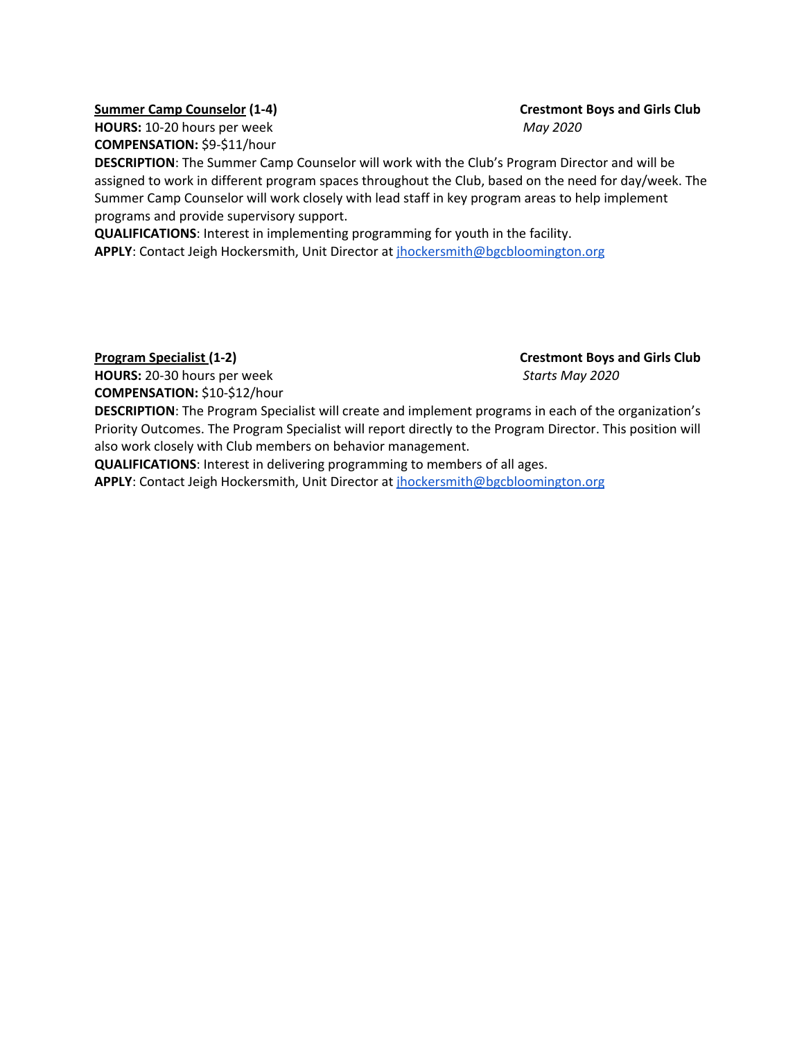**Summer Camp Counselor (1-4)**

**Crestmont Boys and Girls Club**

*May 2020*

**HOURS:** 10-20 hours per week

**COMPENSATION:** $9-$11/hour

**DESCRIPTION**: The Summer Camp Counselor will work with the Club's Program Director and will be assigned to work in different program spaces throughout the Club, based on the need for day/week. The Summer Camp Counselor will work closely with lead staff in key program areas to help implement programs and provide supervisory support.

**QUALIFICATIONS**: Interest in implementing programming for youth in the facility.

**APPLY**: Contact Jeigh Hockersmith, Unit Director at jhockersmith@bgcbloomington.org

**Program Specialist (1-2)**

**Crestmont Boys and Girls Club**

*Starts May 2020*

**HOURS:** 20-30 hours per week

**COMPENSATION:** $10-$12/hour

**DESCRIPTION**: The Program Specialist will create and implement programs in each of the organization's Priority Outcomes. The Program Specialist will report directly to the Program Director. This position will also work closely with Club members on behavior management.

**QUALIFICATIONS**: Interest in delivering programming to members of all ages.

**APPLY**: Contact Jeigh Hockersmith, Unit Director at jhockersmith@bgcbloomington.org